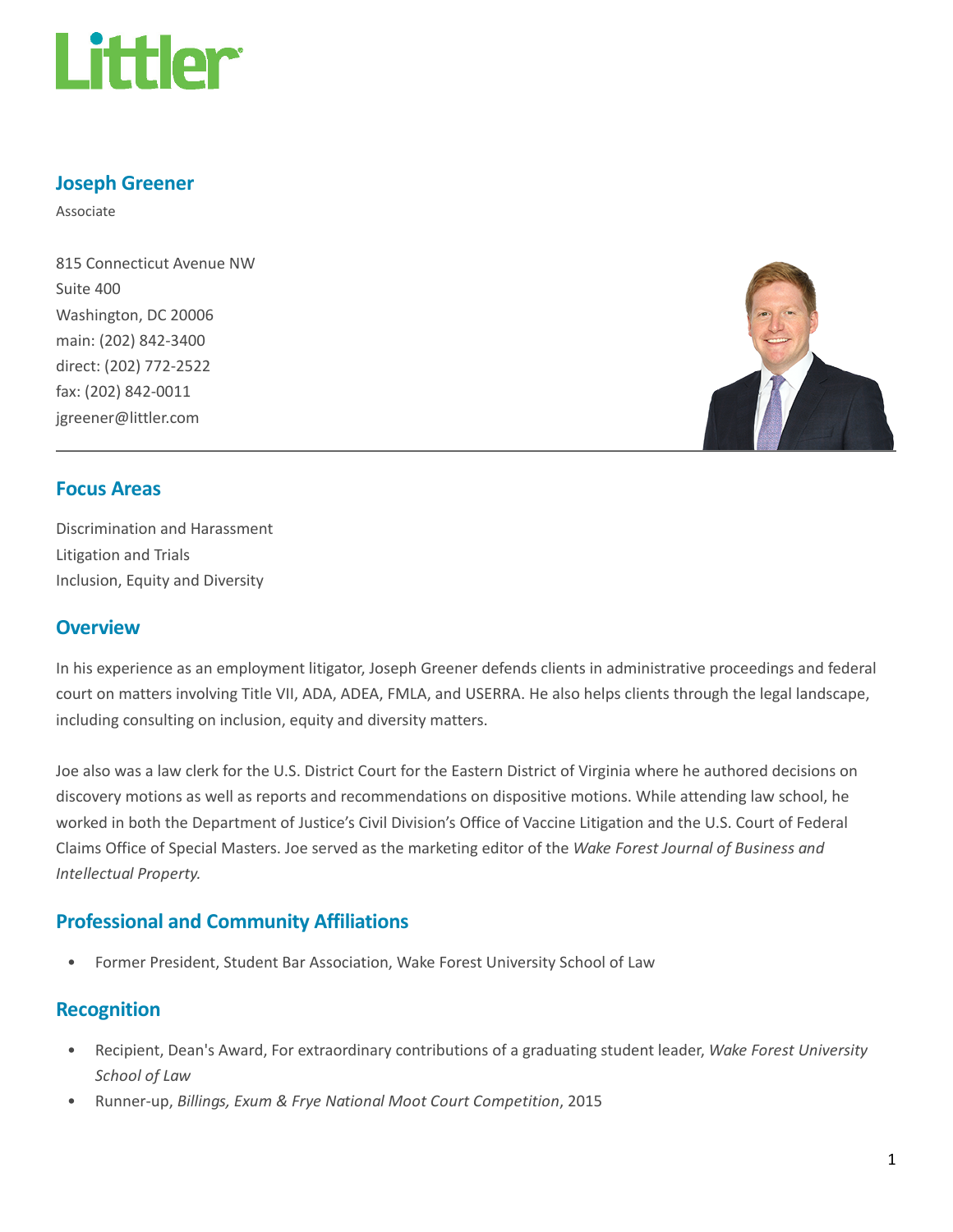# Joseph Greener

Associate

815 Connecticut Avenue NW
Suite 400
Washington, DC 20006
main: (202) 842-3400
direct: (202) 772-2522
fax: (202) 842-0011
jgreener@littler.com

## Focus Areas

Discrimination and Harassment
Litigation and Trials
Inclusion, Equity and Diversity

## Overview

In his experience as an employment litigator, Joseph Greener defends clients in administrative proceedings and federal court on matters involving Title VII, ADA, ADEA, FMLA, and USERRA. He also helps clients through the legal landscape, including consulting on inclusion, equity and diversity matters.

Joe also was a law clerk for the U.S. District Court for the Eastern District of Virginia where he authored decisions on discovery motions as well as reports and recommendations on dispositive motions. While attending law school, he worked in both the Department of Justice's Civil Division's Office of Vaccine Litigation and the U.S. Court of Federal Claims Office of Special Masters. Joe served as the marketing editor of the *Wake Forest Journal of Business and Intellectual Property.*

## Professional and Community Affiliations

- Former President, Student Bar Association, Wake Forest University School of Law

## Recognition

- Recipient, Dean's Award, For extraordinary contributions of a graduating student leader, *Wake Forest University School of Law*
- Runner-up, *Billings, Exum & Frye National Moot Court Competition*, 2015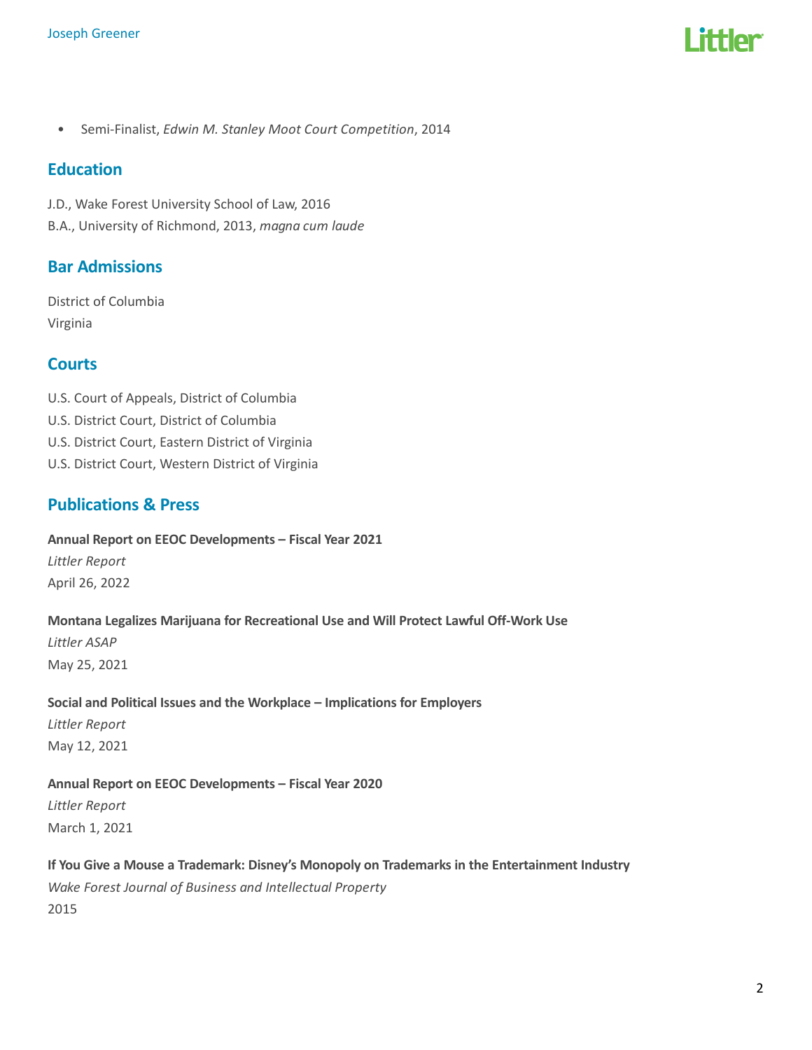- Semi-Finalist, *Edwin M. Stanley Moot Court Competition*, 2014

## Education

J.D., Wake Forest University School of Law, 2016
B.A., University of Richmond, 2013, *magna cum laude*

## Bar Admissions

District of Columbia
Virginia

## Courts

U.S. Court of Appeals, District of Columbia
U.S. District Court, District of Columbia
U.S. District Court, Eastern District of Virginia
U.S. District Court, Western District of Virginia

## Publications & Press

**Annual Report on EEOC Developments – Fiscal Year 2021**
*Littler Report*
April 26, 2022

**Montana Legalizes Marijuana for Recreational Use and Will Protect Lawful Off-Work Use**
*Littler ASAP*
May 25, 2021

**Social and Political Issues and the Workplace – Implications for Employers**
*Littler Report*
May 12, 2021

**Annual Report on EEOC Developments – Fiscal Year 2020**
*Littler Report*
March 1, 2021

**If You Give a Mouse a Trademark: Disney's Monopoly on Trademarks in the Entertainment Industry**
*Wake Forest Journal of Business and Intellectual Property*
2015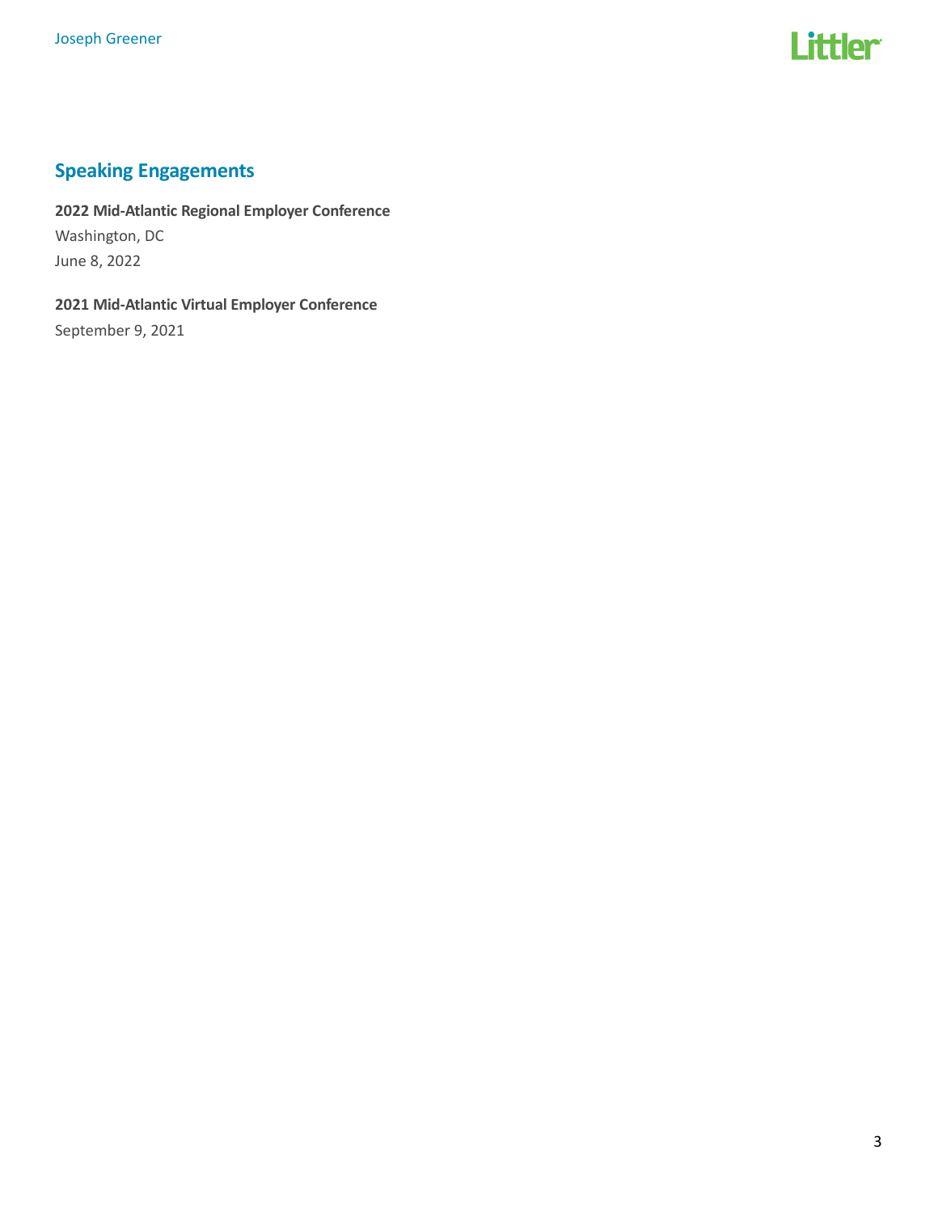## Speaking Engagements

**2022 Mid-Atlantic Regional Employer Conference**
Washington, DC
June 8, 2022

**2021 Mid-Atlantic Virtual Employer Conference**
September 9, 2021